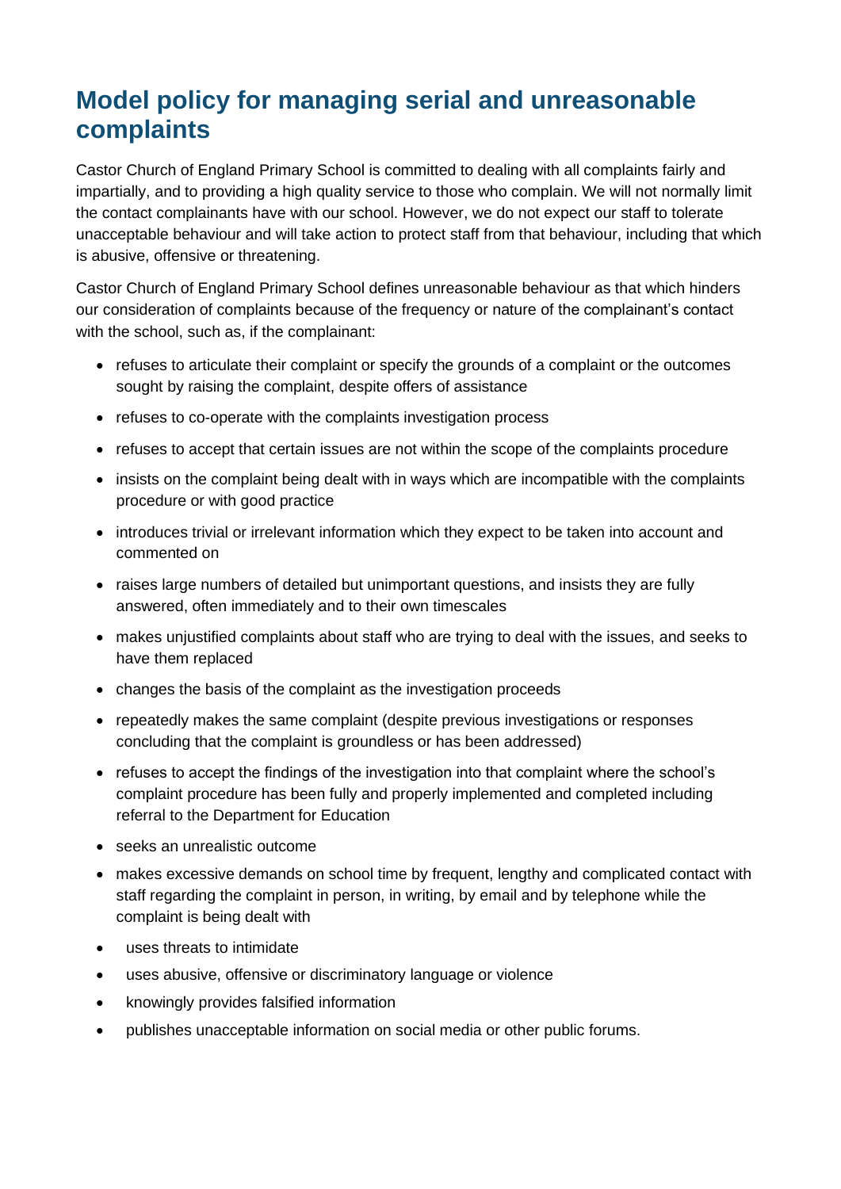# Model policy for managing serial and unreasonable complaints

Castor Church of England Primary School is committed to dealing with all complaints fairly and impartially, and to providing a high quality service to those who complain. We will not normally limit the contact complainants have with our school. However, we do not expect our staff to tolerate unacceptable behaviour and will take action to protect staff from that behaviour, including that which is abusive, offensive or threatening.

Castor Church of England Primary School defines unreasonable behaviour as that which hinders our consideration of complaints because of the frequency or nature of the complainant's contact with the school, such as, if the complainant:

- refuses to articulate their complaint or specify the grounds of a complaint or the outcomes sought by raising the complaint, despite offers of assistance
- refuses to co-operate with the complaints investigation process
- refuses to accept that certain issues are not within the scope of the complaints procedure
- insists on the complaint being dealt with in ways which are incompatible with the complaints procedure or with good practice
- introduces trivial or irrelevant information which they expect to be taken into account and commented on
- raises large numbers of detailed but unimportant questions, and insists they are fully answered, often immediately and to their own timescales
- makes unjustified complaints about staff who are trying to deal with the issues, and seeks to have them replaced
- changes the basis of the complaint as the investigation proceeds
- repeatedly makes the same complaint (despite previous investigations or responses concluding that the complaint is groundless or has been addressed)
- refuses to accept the findings of the investigation into that complaint where the school's complaint procedure has been fully and properly implemented and completed including referral to the Department for Education
- seeks an unrealistic outcome
- makes excessive demands on school time by frequent, lengthy and complicated contact with staff regarding the complaint in person, in writing, by email and by telephone while the complaint is being dealt with
- uses threats to intimidate
- uses abusive, offensive or discriminatory language or violence
- knowingly provides falsified information
- publishes unacceptable information on social media or other public forums.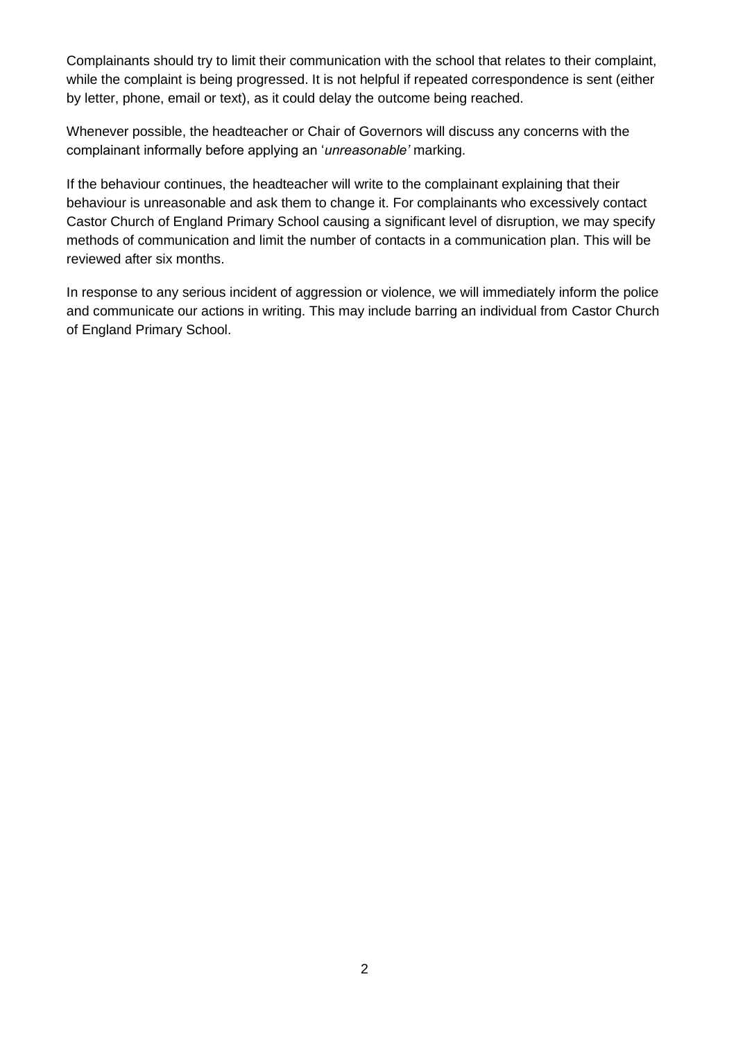Complainants should try to limit their communication with the school that relates to their complaint, while the complaint is being progressed. It is not helpful if repeated correspondence is sent (either by letter, phone, email or text), as it could delay the outcome being reached.

Whenever possible, the headteacher or Chair of Governors will discuss any concerns with the complainant informally before applying an '*unreasonable'* marking.

If the behaviour continues, the headteacher will write to the complainant explaining that their behaviour is unreasonable and ask them to change it. For complainants who excessively contact Castor Church of England Primary School causing a significant level of disruption, we may specify methods of communication and limit the number of contacts in a communication plan. This will be reviewed after six months.

In response to any serious incident of aggression or violence, we will immediately inform the police and communicate our actions in writing. This may include barring an individual from Castor Church of England Primary School.